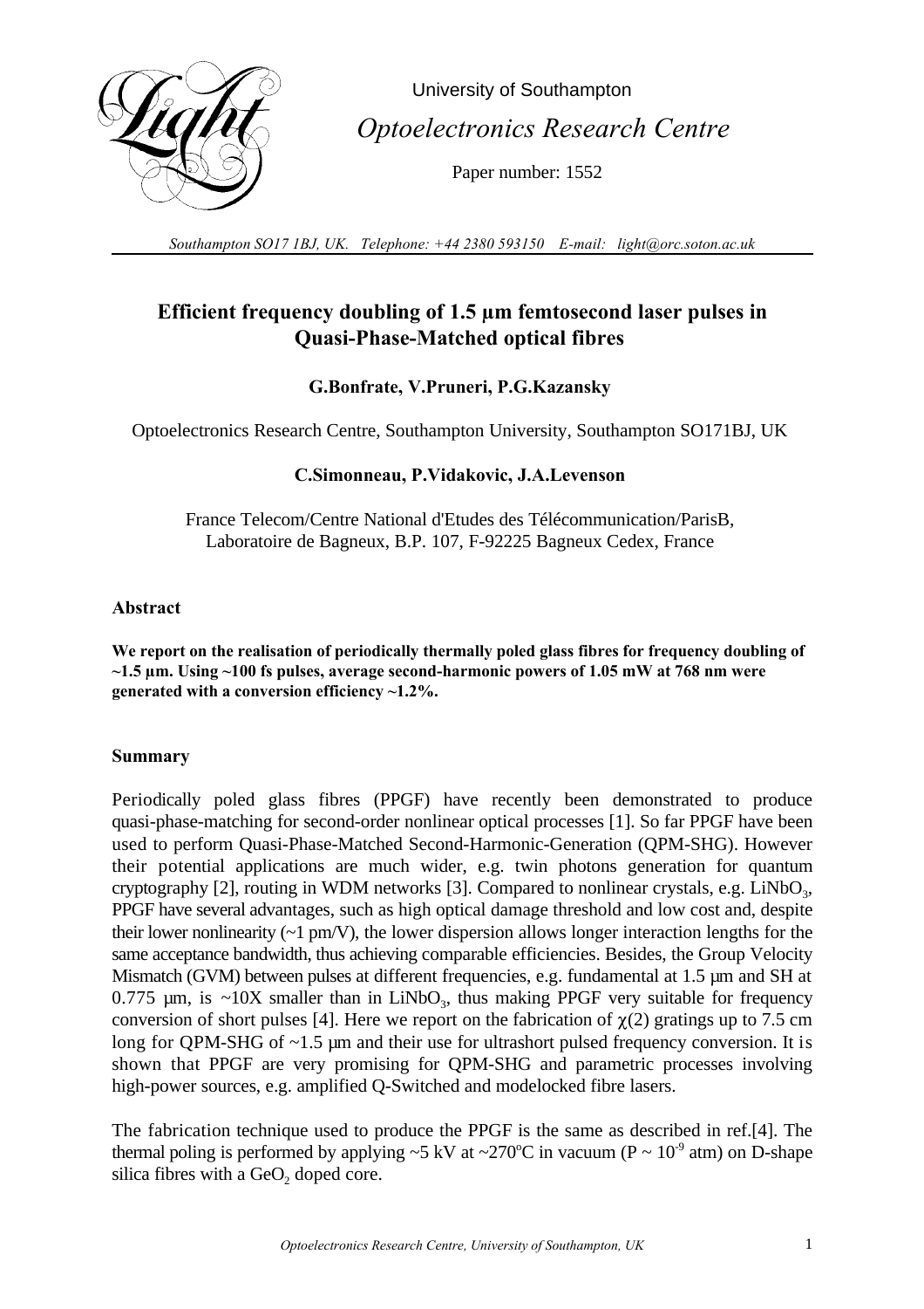University of Southampton

*Optoelectronics Research Centre*

Paper number: 1552

*Southampton SO17 1BJ, UK. Telephone: +44 2380 593150 E-mail: light@orc.soton.ac.uk*

# Efficient frequency doubling of 1.5 µm femtosecond laser pulses in Quasi-Phase-Matched optical fibres

**G.Bonfrate, V.Pruneri, P.G.Kazansky**

Optoelectronics Research Centre, Southampton University, Southampton SO171BJ, UK

**C.Simonneau, P.Vidakovic, J.A.Levenson**

France Telecom/Centre National d'Etudes des Télécommunication/ParisB, Laboratoire de Bagneux, B.P. 107, F-92225 Bagneux Cedex, France

## Abstract

**We report on the realisation of periodically thermally poled glass fibres for frequency doubling of ~1.5 µm. Using ~100 fs pulses, average second-harmonic powers of 1.05 mW at 768 nm were generated with a conversion efficiency ~1.2%.**

## Summary

Periodically poled glass fibres (PPGF) have recently been demonstrated to produce quasi-phase-matching for second-order nonlinear optical processes [1]. So far PPGF have been used to perform Quasi-Phase-Matched Second-Harmonic-Generation (QPM-SHG). However their potential applications are much wider, e.g. twin photons generation for quantum cryptography [2], routing in WDM networks [3]. Compared to nonlinear crystals, e.g. $LiNbO_3$, PPGF have several advantages, such as high optical damage threshold and low cost and, despite their lower nonlinearity (~1 pm/V), the lower dispersion allows longer interaction lengths for the same acceptance bandwidth, thus achieving comparable efficiencies. Besides, the Group Velocity Mismatch (GVM) between pulses at different frequencies, e.g. fundamental at 1.5 µm and SH at 0.775 µm, is ~10X smaller than in $LiNbO_3$, thus making PPGF very suitable for frequency conversion of short pulses [4]. Here we report on the fabrication of $\chi(2)$ gratings up to 7.5 cm long for QPM-SHG of ~1.5 µm and their use for ultrashort pulsed frequency conversion. It is shown that PPGF are very promising for QPM-SHG and parametric processes involving high-power sources, e.g. amplified Q-Switched and modelocked fibre lasers.

The fabrication technique used to produce the PPGF is the same as described in ref.[4]. The thermal poling is performed by applying ~5 kV at ~270°C in vacuum ($P \sim 10^{-9}$ atm) on D-shape silica fibres with a $GeO_2$ doped core.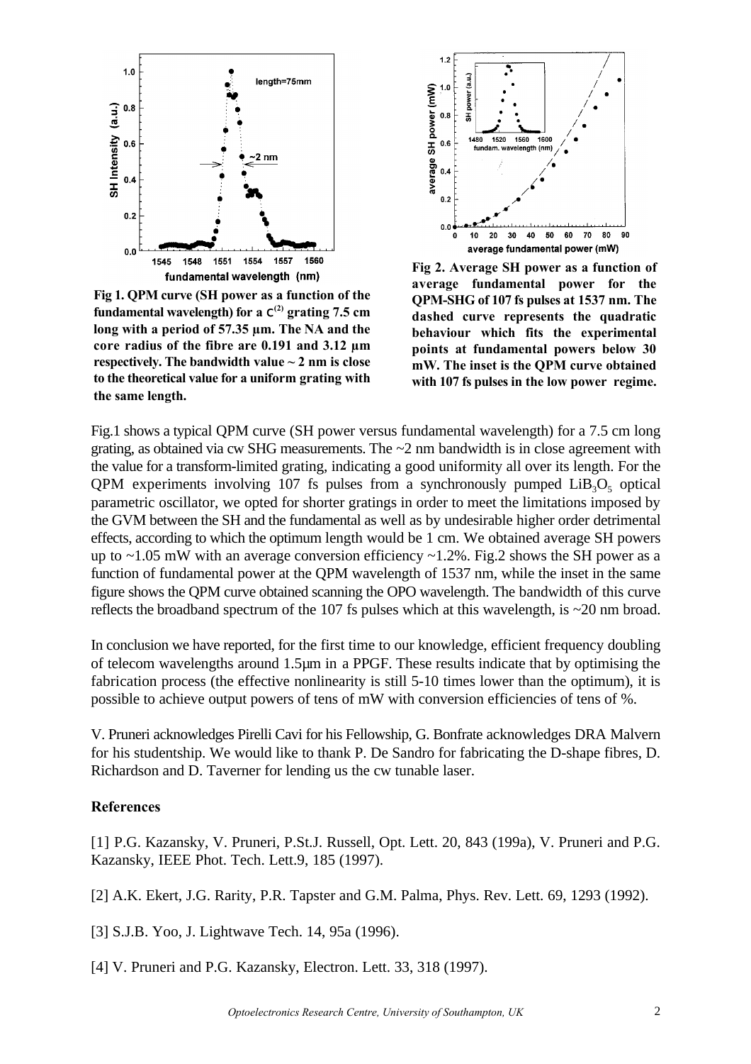length=75mm

~2 nm

SH Intensity (a.u.)

fundamental wavelength (nm)

1545 1548 1551 1554 1557 1560

0.0 0.2 0.4 0.6 0.8 1.0

**Fig 1. QPM curve (SH power as a function of the fundamental wavelength) for a $\chi^{(2)}$ grating 7.5 cm long with a period of 57.35 µm. The NA and the core radius of the fibre are 0.191 and 3.12 µm respectively. The bandwidth value ~ 2 nm is close to the theoretical value for a uniform grating with the same length.**

average SH power (mW)

average fundamental power (mW)

0 10 20 30 40 50 60 70 80 90

0.0 0.2 0.4 0.6 0.8 1.0 1.2

SH power (a.u.)

fundam. wavelength (nm)

1480 1520 1560 1600

**Fig 2. Average SH power as a function of average fundamental power for the QPM-SHG of 107 fs pulses at 1537 nm. The dashed curve represents the quadratic behaviour which fits the experimental points at fundamental powers below 30 mW. The inset is the QPM curve obtained with 107 fs pulses in the low power regime.**

Fig.1 shows a typical QPM curve (SH power versus fundamental wavelength) for a 7.5 cm long grating, as obtained via cw SHG measurements. The ~2 nm bandwidth is in close agreement with the value for a transform-limited grating, indicating a good uniformity all over its length. For the QPM experiments involving 107 fs pulses from a synchronously pumped $LiB_3O_5$ optical parametric oscillator, we opted for shorter gratings in order to meet the limitations imposed by the GVM between the SH and the fundamental as well as by undesirable higher order detrimental effects, according to which the optimum length would be 1 cm. We obtained average SH powers up to ~1.05 mW with an average conversion efficiency ~1.2%. Fig.2 shows the SH power as a function of fundamental power at the QPM wavelength of 1537 nm, while the inset in the same figure shows the QPM curve obtained scanning the OPO wavelength. The bandwidth of this curve reflects the broadband spectrum of the 107 fs pulses which at this wavelength, is ~20 nm broad.

In conclusion we have reported, for the first time to our knowledge, efficient frequency doubling of telecom wavelengths around 1.5µm in a PPGF. These results indicate that by optimising the fabrication process (the effective nonlinearity is still 5-10 times lower than the optimum), it is possible to achieve output powers of tens of mW with conversion efficiencies of tens of %.

V. Pruneri acknowledges Pirelli Cavi for his Fellowship, G. Bonfrate acknowledges DRA Malvern for his studentship. We would like to thank P. De Sandro for fabricating the D-shape fibres, D. Richardson and D. Taverner for lending us the cw tunable laser.

**References**

[1] P.G. Kazansky, V. Pruneri, P.St.J. Russell, Opt. Lett. 20, 843 (199a), V. Pruneri and P.G. Kazansky, IEEE Phot. Tech. Lett.9, 185 (1997).

[2] A.K. Ekert, J.G. Rarity, P.R. Tapster and G.M. Palma, Phys. Rev. Lett. 69, 1293 (1992).

[3] S.J.B. Yoo, J. Lightwave Tech. 14, 95a (1996).

[4] V. Pruneri and P.G. Kazansky, Electron. Lett. 33, 318 (1997).